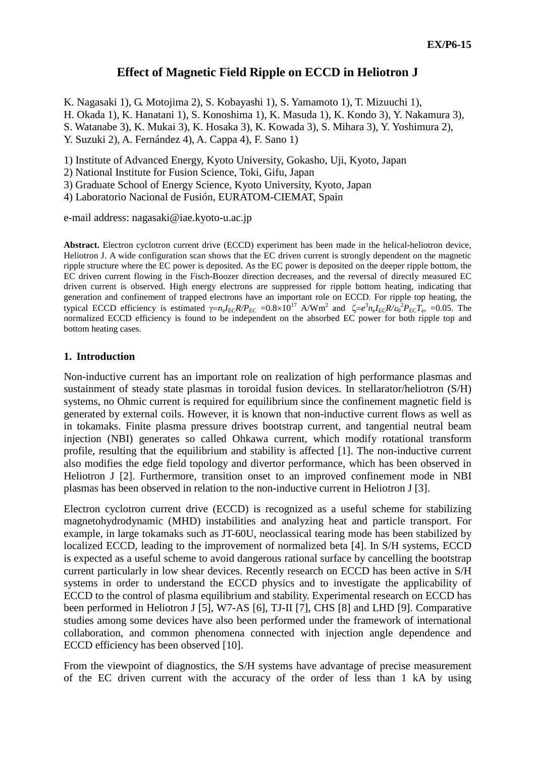# Effect of Magnetic Field Ripple on ECCD in Heliotron J

K. Nagasaki 1), G. Motojima 2), S. Kobayashi 1), S. Yamamoto 1), T. Mizuuchi 1), H. Okada 1), K. Hanatani 1), S. Konoshima 1), K. Masuda 1), K. Kondo 3), Y. Nakamura 3), S. Watanabe 3), K. Mukai 3), K. Hosaka 3), K. Kowada 3), S. Mihara 3), Y. Yoshimura 2), Y. Suzuki 2), A. Fernández 4), A. Cappa 4), F. Sano 1)

1) Institute of Advanced Energy, Kyoto University, Gokasho, Uji, Kyoto, Japan
2) National Institute for Fusion Science, Toki, Gifu, Japan
3) Graduate School of Energy Science, Kyoto University, Kyoto, Japan
4) Laboratorio Nacional de Fusión, EURATOM-CIEMAT, Spain

e-mail address: nagasaki@iae.kyoto-u.ac.jp

**Abstract.** Electron cyclotron current drive (ECCD) experiment has been made in the helical-heliotron device, Heliotron J. A wide configuration scan shows that the EC driven current is strongly dependent on the magnetic ripple structure where the EC power is deposited. As the EC power is deposited on the deeper ripple bottom, the EC driven current flowing in the Fisch-Boozer direction decreases, and the reversal of directly measured EC driven current is observed. High energy electrons are suppressed for ripple bottom heating, indicating that generation and confinement of trapped electrons have an important role on ECCD. For ripple top heating, the typical ECCD efficiency is estimated $\gamma = n_e I_{EC} R / P_{EC} = 0.8 \times 10^{17}$ A/Wm$^2$ and $\zeta = e^3 n_e I_{EC} R / \varepsilon_0^2 P_{EC} T_e$, $=0.05$. The normalized ECCD efficiency is found to be independent on the absorbed EC power for both ripple top and bottom heating cases.

## 1. Introduction

Non-inductive current has an important role on realization of high performance plasmas and sustainment of steady state plasmas in toroidal fusion devices. In stellarator/heliotron (S/H) systems, no Ohmic current is required for equilibrium since the confinement magnetic field is generated by external coils. However, it is known that non-inductive current flows as well as in tokamaks. Finite plasma pressure drives bootstrap current, and tangential neutral beam injection (NBI) generates so called Ohkawa current, which modify rotational transform profile, resulting that the equilibrium and stability is affected [1]. The non-inductive current also modifies the edge field topology and divertor performance, which has been observed in Heliotron J [2]. Furthermore, transition onset to an improved confinement mode in NBI plasmas has been observed in relation to the non-inductive current in Heliotron J [3].

Electron cyclotron current drive (ECCD) is recognized as a useful scheme for stabilizing magnetohydrodynamic (MHD) instabilities and analyzing heat and particle transport. For example, in large tokamaks such as JT-60U, neoclassical tearing mode has been stabilized by localized ECCD, leading to the improvement of normalized beta [4]. In S/H systems, ECCD is expected as a useful scheme to avoid dangerous rational surface by cancelling the bootstrap current particularly in low shear devices. Recently research on ECCD has been active in S/H systems in order to understand the ECCD physics and to investigate the applicability of ECCD to the control of plasma equilibrium and stability. Experimental research on ECCD has been performed in Heliotron J [5], W7-AS [6], TJ-II [7], CHS [8] and LHD [9]. Comparative studies among some devices have also been performed under the framework of international collaboration, and common phenomena connected with injection angle dependence and ECCD efficiency has been observed [10].

From the viewpoint of diagnostics, the S/H systems have advantage of precise measurement of the EC driven current with the accuracy of the order of less than 1 kA by using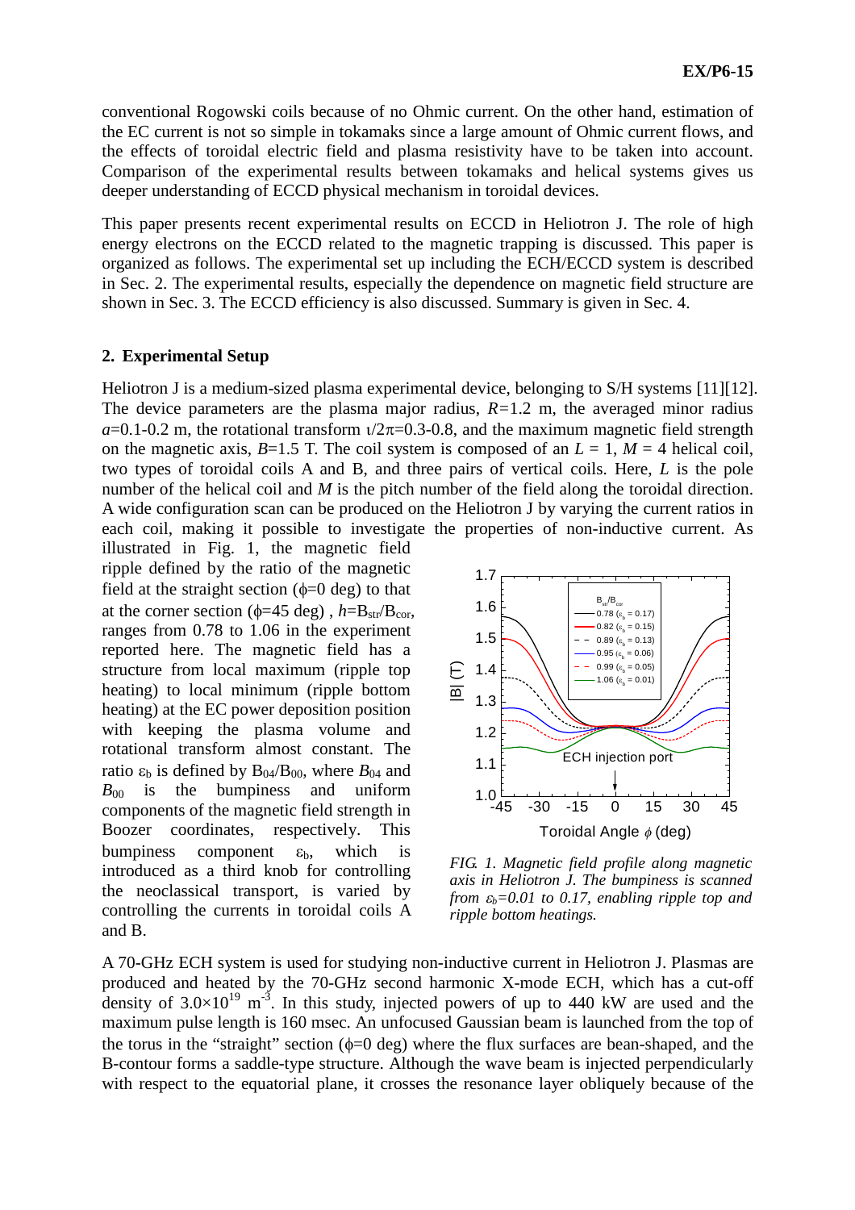conventional Rogowski coils because of no Ohmic current. On the other hand, estimation of the EC current is not so simple in tokamaks since a large amount of Ohmic current flows, and the effects of toroidal electric field and plasma resistivity have to be taken into account. Comparison of the experimental results between tokamaks and helical systems gives us deeper understanding of ECCD physical mechanism in toroidal devices.

This paper presents recent experimental results on ECCD in Heliotron J. The role of high energy electrons on the ECCD related to the magnetic trapping is discussed. This paper is organized as follows. The experimental set up including the ECH/ECCD system is described in Sec. 2. The experimental results, especially the dependence on magnetic field structure are shown in Sec. 3. The ECCD efficiency is also discussed. Summary is given in Sec. 4.

## 2. Experimental Setup

Heliotron J is a medium-sized plasma experimental device, belonging to S/H systems [11][12]. The device parameters are the plasma major radius, $R$=1.2 m, the averaged minor radius $a$=0.1-0.2 m, the rotational transform $\iota/2\pi$=0.3-0.8, and the maximum magnetic field strength on the magnetic axis, $B$=1.5 T. The coil system is composed of an $L$ = 1, $M$ = 4 helical coil, two types of toroidal coils A and B, and three pairs of vertical coils. Here, $L$ is the pole number of the helical coil and $M$ is the pitch number of the field along the toroidal direction. A wide configuration scan can be produced on the Heliotron J by varying the current ratios in each coil, making it possible to investigate the properties of non-inductive current. As illustrated in Fig. 1, the magnetic field ripple defined by the ratio of the magnetic field at the straight section ($\phi$=0 deg) to that at the corner section ($\phi$=45 deg) , $h$=$B_{str}/B_{cor}$, ranges from 0.78 to 1.06 in the experiment reported here. The magnetic field has a structure from local maximum (ripple top heating) to local minimum (ripple bottom heating) at the EC power deposition position with keeping the plasma volume and rotational transform almost constant. The ratio $\varepsilon_b$ is defined by $B_{04}/B_{00}$, where $B_{04}$ and $B_{00}$ is the bumpiness and uniform components of the magnetic field strength in Boozer coordinates, respectively. This bumpiness component $\varepsilon_b$, which is introduced as a third knob for controlling the neoclassical transport, is varied by controlling the currents in toroidal coils A and B.

*FIG. 1. Magnetic field profile along magnetic axis in Heliotron J. The bumpiness is scanned from $\varepsilon_b$=0.01 to 0.17, enabling ripple top and ripple bottom heatings.*

A 70-GHz ECH system is used for studying non-inductive current in Heliotron J. Plasmas are produced and heated by the 70-GHz second harmonic X-mode ECH, which has a cut-off density of $3.0\times10^{19}$ $m^{-3}$. In this study, injected powers of up to 440 kW are used and the maximum pulse length is 160 msec. An unfocused Gaussian beam is launched from the top of the torus in the "straight" section ($\phi$=0 deg) where the flux surfaces are bean-shaped, and the B-contour forms a saddle-type structure. Although the wave beam is injected perpendicularly with respect to the equatorial plane, it crosses the resonance layer obliquely because of the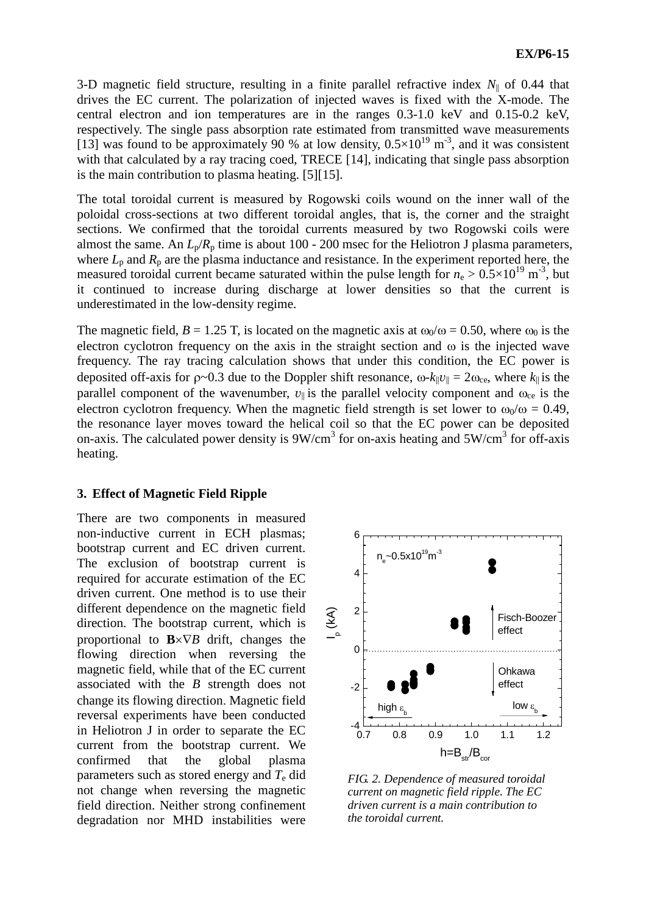3-D magnetic field structure, resulting in a finite parallel refractive index $N_{\parallel}$ of 0.44 that drives the EC current. The polarization of injected waves is fixed with the X-mode. The central electron and ion temperatures are in the ranges 0.3-1.0 keV and 0.15-0.2 keV, respectively. The single pass absorption rate estimated from transmitted wave measurements [13] was found to be approximately 90 % at low density, $0.5\times10^{19}$ m$^{-3}$, and it was consistent with that calculated by a ray tracing coed, TRECE [14], indicating that single pass absorption is the main contribution to plasma heating. [5][15].

The total toroidal current is measured by Rogowski coils wound on the inner wall of the poloidal cross-sections at two different toroidal angles, that is, the corner and the straight sections. We confirmed that the toroidal currents measured by two Rogowski coils were almost the same. An $L_p/R_p$ time is about 100 - 200 msec for the Heliotron J plasma parameters, where $L_p$ and $R_p$ are the plasma inductance and resistance. In the experiment reported here, the measured toroidal current became saturated within the pulse length for $n_e > 0.5\times10^{19}$ m$^{-3}$, but it continued to increase during discharge at lower densities so that the current is underestimated in the low-density regime.

The magnetic field, $B$ = 1.25 T, is located on the magnetic axis at $\omega_0/\omega$ = 0.50, where $\omega_0$ is the electron cyclotron frequency on the axis in the straight section and $\omega$ is the injected wave frequency. The ray tracing calculation shows that under this condition, the EC power is deposited off-axis for $\rho$~0.3 due to the Doppler shift resonance, $\omega - k_{\parallel}v_{\parallel} = 2\omega_{ce}$, where $k_{\parallel}$ is the parallel component of the wavenumber, $v_{\parallel}$ is the parallel velocity component and $\omega_{ce}$ is the electron cyclotron frequency. When the magnetic field strength is set lower to $\omega_0/\omega$ = 0.49, the resonance layer moves toward the helical coil so that the EC power can be deposited on-axis. The calculated power density is 9W/cm$^3$ for on-axis heating and 5W/cm$^3$ for off-axis heating.

## 3. Effect of Magnetic Field Ripple

There are two components in measured non-inductive current in ECH plasmas; bootstrap current and EC driven current. The exclusion of bootstrap current is required for accurate estimation of the EC driven current. One method is to use their different dependence on the magnetic field direction. The bootstrap current, which is proportional to $\mathbf{B}\times\nabla B$ drift, changes the flowing direction when reversing the magnetic field, while that of the EC current associated with the $B$ strength does not change its flowing direction. Magnetic field reversal experiments have been conducted in Heliotron J in order to separate the EC current from the bootstrap current. We confirmed that the global plasma parameters such as stored energy and $T_e$ did not change when reversing the magnetic field direction. Neither strong confinement degradation nor MHD instabilities were

*FIG. 2. Dependence of measured toroidal current on magnetic field ripple. The EC driven current is a main contribution to the toroidal current.*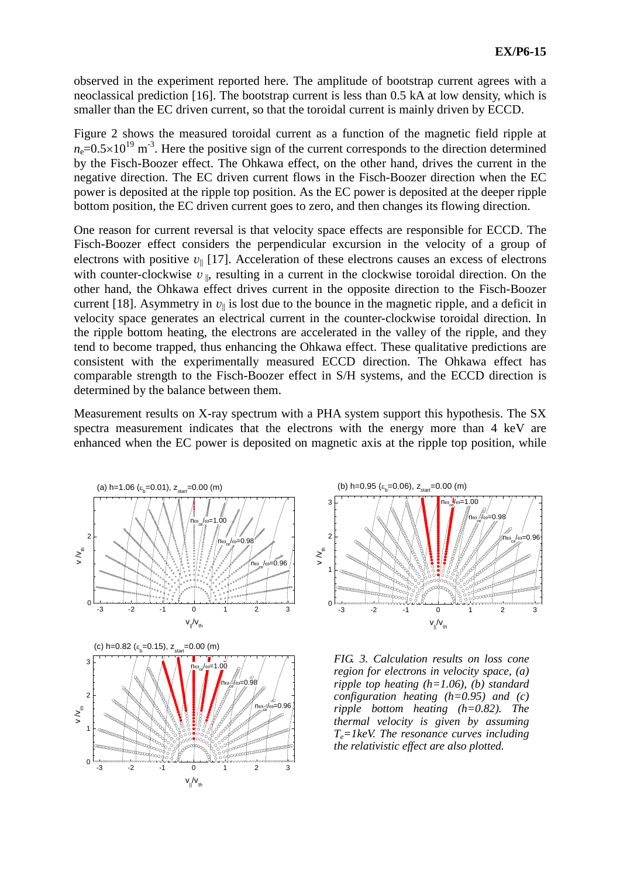observed in the experiment reported here. The amplitude of bootstrap current agrees with a neoclassical prediction [16]. The bootstrap current is less than 0.5 kA at low density, which is smaller than the EC driven current, so that the toroidal current is mainly driven by ECCD.

Figure 2 shows the measured toroidal current as a function of the magnetic field ripple at $n_e$=0.5×10$^{19}$ m$^{-3}$. Here the positive sign of the current corresponds to the direction determined by the Fisch-Boozer effect. The Ohkawa effect, on the other hand, drives the current in the negative direction. The EC driven current flows in the Fisch-Boozer direction when the EC power is deposited at the ripple top position. As the EC power is deposited at the deeper ripple bottom position, the EC driven current goes to zero, and then changes its flowing direction.

One reason for current reversal is that velocity space effects are responsible for ECCD. The Fisch-Boozer effect considers the perpendicular excursion in the velocity of a group of electrons with positive $\upsilon_{\|}$ [17]. Acceleration of these electrons causes an excess of electrons with counter-clockwise $\upsilon_{\|}$, resulting in a current in the clockwise toroidal direction. On the other hand, the Ohkawa effect drives current in the opposite direction to the Fisch-Boozer current [18]. Asymmetry in $\upsilon_{\|}$ is lost due to the bounce in the magnetic ripple, and a deficit in velocity space generates an electrical current in the counter-clockwise toroidal direction. In the ripple bottom heating, the electrons are accelerated in the valley of the ripple, and they tend to become trapped, thus enhancing the Ohkawa effect. These qualitative predictions are consistent with the experimentally measured ECCD direction. The Ohkawa effect has comparable strength to the Fisch-Boozer effect in S/H systems, and the ECCD direction is determined by the balance between them.

Measurement results on X-ray spectrum with a PHA system support this hypothesis. The SX spectra measurement indicates that the electrons with the energy more than 4 keV are enhanced when the EC power is deposited on magnetic axis at the ripple top position, while

*FIG. 3. Calculation results on loss cone region for electrons in velocity space, (a) ripple top heating (h=1.06), (b) standard configuration heating (h=0.95) and (c) ripple bottom heating (h=0.82). The thermal velocity is given by assuming $T_e$=1keV. The resonance curves including the relativistic effect are also plotted.*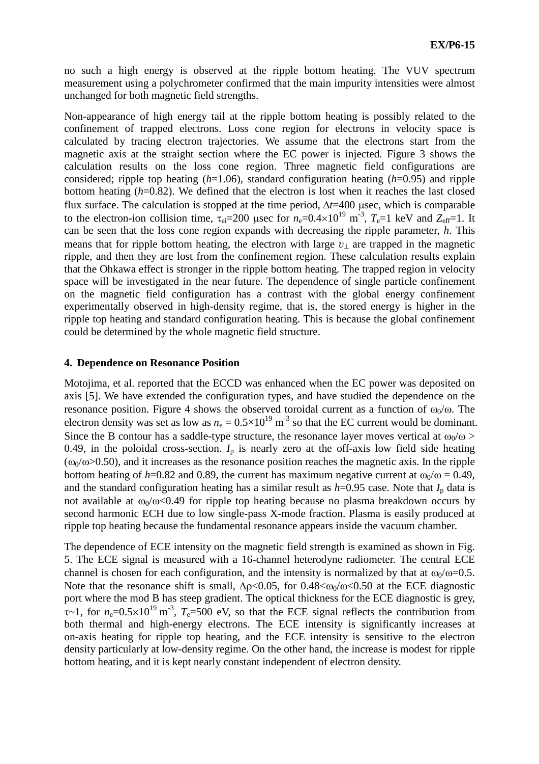no such a high energy is observed at the ripple bottom heating. The VUV spectrum measurement using a polychromator confirmed that the main impurity intensities were almost unchanged for both magnetic field strengths.

Non-appearance of high energy tail at the ripple bottom heating is possibly related to the confinement of trapped electrons. Loss cone region for electrons in velocity space is calculated by tracing electron trajectories. We assume that the electrons start from the magnetic axis at the straight section where the EC power is injected. Figure 3 shows the calculation results on the loss cone region. Three magnetic field configurations are considered; ripple top heating ($h$=1.06), standard configuration heating ($h$=0.95) and ripple bottom heating ($h$=0.82). We defined that the electron is lost when it reaches the last closed flux surface. The calculation is stopped at the time period, $\Delta t$=400 μsec, which is comparable to the electron-ion collision time, $\tau_{ei}$=200 μsec for $n_e$=0.4×10$^{19}$ m$^{-3}$, $T_e$=1 keV and $Z_{eff}$=1. It can be seen that the loss cone region expands with decreasing the ripple parameter, $h$. This means that for ripple bottom heating, the electron with large $\upsilon_\perp$ are trapped in the magnetic ripple, and then they are lost from the confinement region. These calculation results explain that the Ohkawa effect is stronger in the ripple bottom heating. The trapped region in velocity space will be investigated in the near future. The dependence of single particle confinement on the magnetic field configuration has a contrast with the global energy confinement experimentally observed in high-density regime, that is, the stored energy is higher in the ripple top heating and standard configuration heating. This is because the global confinement could be determined by the whole magnetic field structure.

## 4. Dependence on Resonance Position

Motojima, et al. reported that the ECCD was enhanced when the EC power was deposited on axis [5]. We have extended the configuration types, and have studied the dependence on the resonance position. Figure 4 shows the observed toroidal current as a function of $\omega_0/\omega$. The electron density was set as low as $n_e$ = 0.5×10$^{19}$ m$^{-3}$ so that the EC current would be dominant. Since the B contour has a saddle-type structure, the resonance layer moves vertical at $\omega_0/\omega$ > 0.49, in the poloidal cross-section. $I_p$ is nearly zero at the off-axis low field side heating ($\omega_0/\omega$>0.50), and it increases as the resonance position reaches the magnetic axis. In the ripple bottom heating of $h$=0.82 and 0.89, the current has maximum negative current at $\omega_0/\omega$ = 0.49, and the standard configuration heating has a similar result as $h$=0.95 case. Note that $I_p$ data is not available at $\omega_0/\omega$<0.49 for ripple top heating because no plasma breakdown occurs by second harmonic ECH due to low single-pass X-mode fraction. Plasma is easily produced at ripple top heating because the fundamental resonance appears inside the vacuum chamber.

The dependence of ECE intensity on the magnetic field strength is examined as shown in Fig. 5. The ECE signal is measured with a 16-channel heterodyne radiometer. The central ECE channel is chosen for each configuration, and the intensity is normalized by that at $\omega_0/\omega$=0.5. Note that the resonance shift is small, $\Delta\rho$<0.05, for 0.48<$\omega_0/\omega$<0.50 at the ECE diagnostic port where the mod B has steep gradient. The optical thickness for the ECE diagnostic is grey, $\tau$~1, for $n_e$=0.5×10$^{19}$ m$^{-3}$, $T_e$=500 eV, so that the ECE signal reflects the contribution from both thermal and high-energy electrons. The ECE intensity is significantly increases at on-axis heating for ripple top heating, and the ECE intensity is sensitive to the electron density particularly at low-density regime. On the other hand, the increase is modest for ripple bottom heating, and it is kept nearly constant independent of electron density.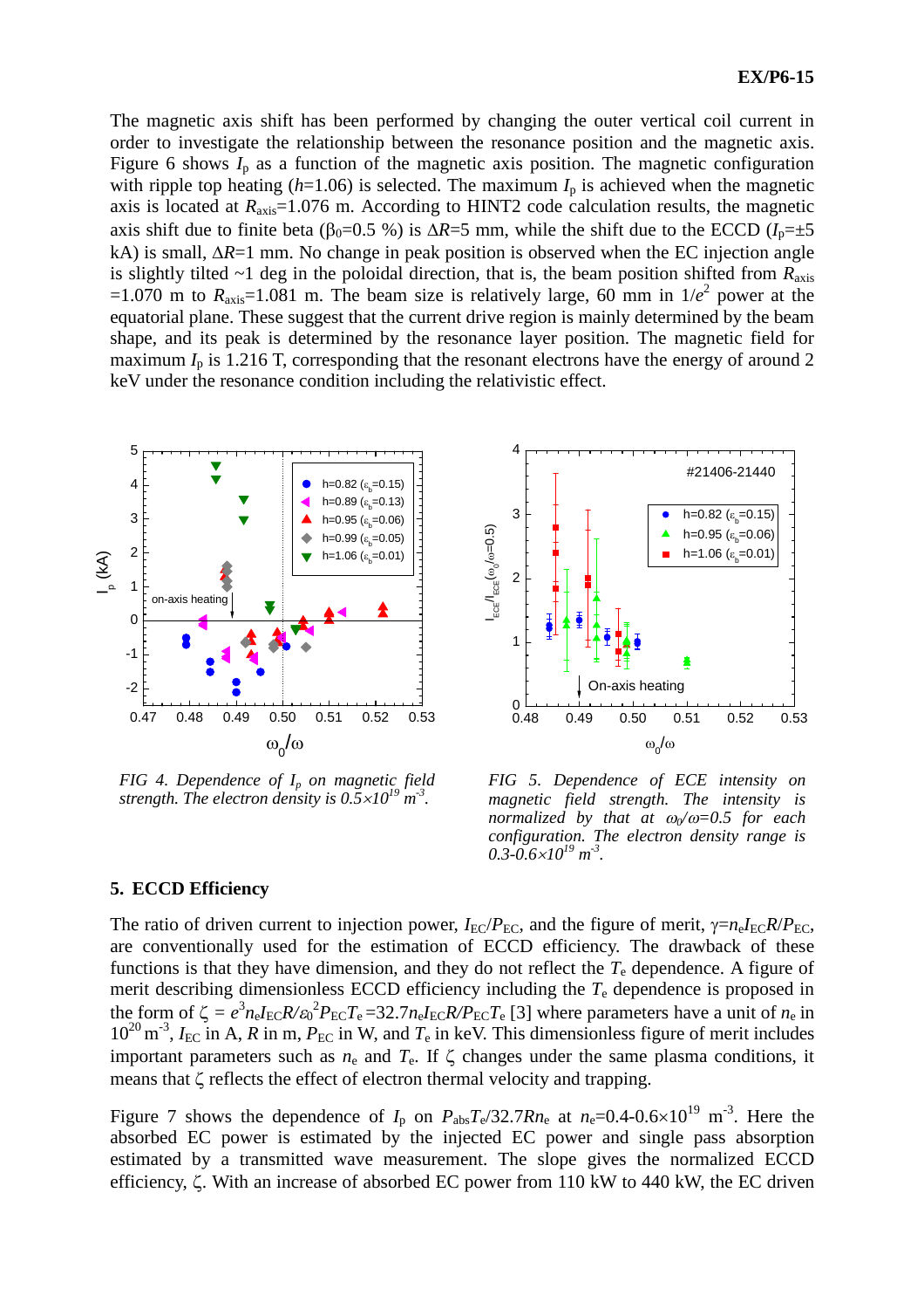The magnetic axis shift has been performed by changing the outer vertical coil current in order to investigate the relationship between the resonance position and the magnetic axis. Figure 6 shows $I_p$ as a function of the magnetic axis position. The magnetic configuration with ripple top heating ($h$=1.06) is selected. The maximum $I_p$ is achieved when the magnetic axis is located at $R_{axis}$=1.076 m. According to HINT2 code calculation results, the magnetic axis shift due to finite beta ($\beta_0$=0.5 %) is $\Delta R$=5 mm, while the shift due to the ECCD ($I_p$=±5 kA) is small, $\Delta R$=1 mm. No change in peak position is observed when the EC injection angle is slightly tilted ~1 deg in the poloidal direction, that is, the beam position shifted from $R_{axis}$ =1.070 m to $R_{axis}$=1.081 m. The beam size is relatively large, 60 mm in $1/e^2$ power at the equatorial plane. These suggest that the current drive region is mainly determined by the beam shape, and its peak is determined by the resonance layer position. The magnetic field for maximum $I_p$ is 1.216 T, corresponding that the resonant electrons have the energy of around 2 keV under the resonance condition including the relativistic effect.

*FIG 4. Dependence of $I_p$ on magnetic field strength. The electron density is $0.5\times10^{19}$ m$^{-3}$.*

*FIG 5. Dependence of ECE intensity on magnetic field strength. The intensity is normalized by that at $\omega_0/\omega$=0.5 for each configuration. The electron density range is 0.3-0.6$\times10^{19}$ m$^{-3}$.*

## 5. ECCD Efficiency

The ratio of driven current to injection power, $I_{EC}/P_{EC}$, and the figure of merit, $\gamma=n_e I_{EC} R/P_{EC}$, are conventionally used for the estimation of ECCD efficiency. The drawback of these functions is that they have dimension, and they do not reflect the $T_e$ dependence. A figure of merit describing dimensionless ECCD efficiency including the $T_e$ dependence is proposed in the form of $\zeta = e^3 n_e I_{EC} R/\varepsilon_0^2 P_{EC} T_e = 32.7 n_e I_{EC} R/P_{EC} T_e$ [3] where parameters have a unit of $n_e$ in $10^{20}$ m$^{-3}$, $I_{EC}$ in A, $R$ in m, $P_{EC}$ in W, and $T_e$ in keV. This dimensionless figure of merit includes important parameters such as $n_e$ and $T_e$. If $\zeta$ changes under the same plasma conditions, it means that $\zeta$ reflects the effect of electron thermal velocity and trapping.

Figure 7 shows the dependence of $I_p$ on $P_{abs}T_e/32.7Rn_e$ at $n_e$=0.4-0.6$\times10^{19}$ m$^{-3}$. Here the absorbed EC power is estimated by the injected EC power and single pass absorption estimated by a transmitted wave measurement. The slope gives the normalized ECCD efficiency, $\zeta$. With an increase of absorbed EC power from 110 kW to 440 kW, the EC driven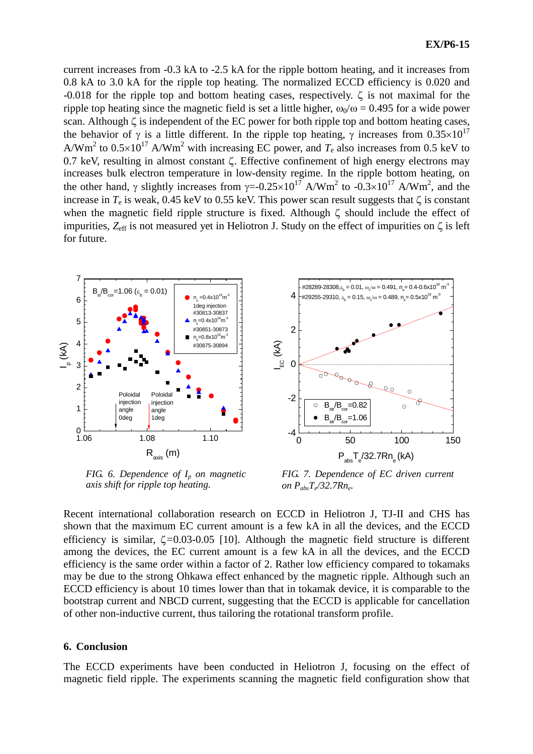current increases from -0.3 kA to -2.5 kA for the ripple bottom heating, and it increases from 0.8 kA to 3.0 kA for the ripple top heating. The normalized ECCD efficiency is 0.020 and -0.018 for the ripple top and bottom heating cases, respectively. $\zeta$ is not maximal for the ripple top heating since the magnetic field is set a little higher, $\omega_0/\omega = 0.495$ for a wide power scan. Although $\zeta$ is independent of the EC power for both ripple top and bottom heating cases, the behavior of $\gamma$ is a little different. In the ripple top heating, $\gamma$ increases from $0.35\times10^{17}$ A/Wm$^2$ to $0.5\times10^{17}$ A/Wm$^2$ with increasing EC power, and $T_e$ also increases from 0.5 keV to 0.7 keV, resulting in almost constant $\zeta$. Effective confinement of high energy electrons may increases bulk electron temperature in low-density regime. In the ripple bottom heating, on the other hand, $\gamma$ slightly increases from $\gamma=-0.25\times10^{17}$ A/Wm$^2$ to $-0.3\times10^{17}$ A/Wm$^2$, and the increase in $T_e$ is weak, 0.45 keV to 0.55 keV. This power scan result suggests that $\zeta$ is constant when the magnetic field ripple structure is fixed. Although $\zeta$ should include the effect of impurities, $Z_{eff}$ is not measured yet in Heliotron J. Study on the effect of impurities on $\zeta$ is left for future.

*FIG. 6. Dependence of $I_p$ on magnetic axis shift for ripple top heating.*

*FIG. 7. Dependence of EC driven current on $P_{abs}T_e/32.7Rn_e$.*

Recent international collaboration research on ECCD in Heliotron J, TJ-II and CHS has shown that the maximum EC current amount is a few kA in all the devices, and the ECCD efficiency is similar, $\zeta$=0.03-0.05 [10]. Although the magnetic field structure is different among the devices, the EC current amount is a few kA in all the devices, and the ECCD efficiency is the same order within a factor of 2. Rather low efficiency compared to tokamaks may be due to the strong Ohkawa effect enhanced by the magnetic ripple. Although such an ECCD efficiency is about 10 times lower than that in tokamak device, it is comparable to the bootstrap current and NBCD current, suggesting that the ECCD is applicable for cancellation of other non-inductive current, thus tailoring the rotational transform profile.

## 6. Conclusion

The ECCD experiments have been conducted in Heliotron J, focusing on the effect of magnetic field ripple. The experiments scanning the magnetic field configuration show that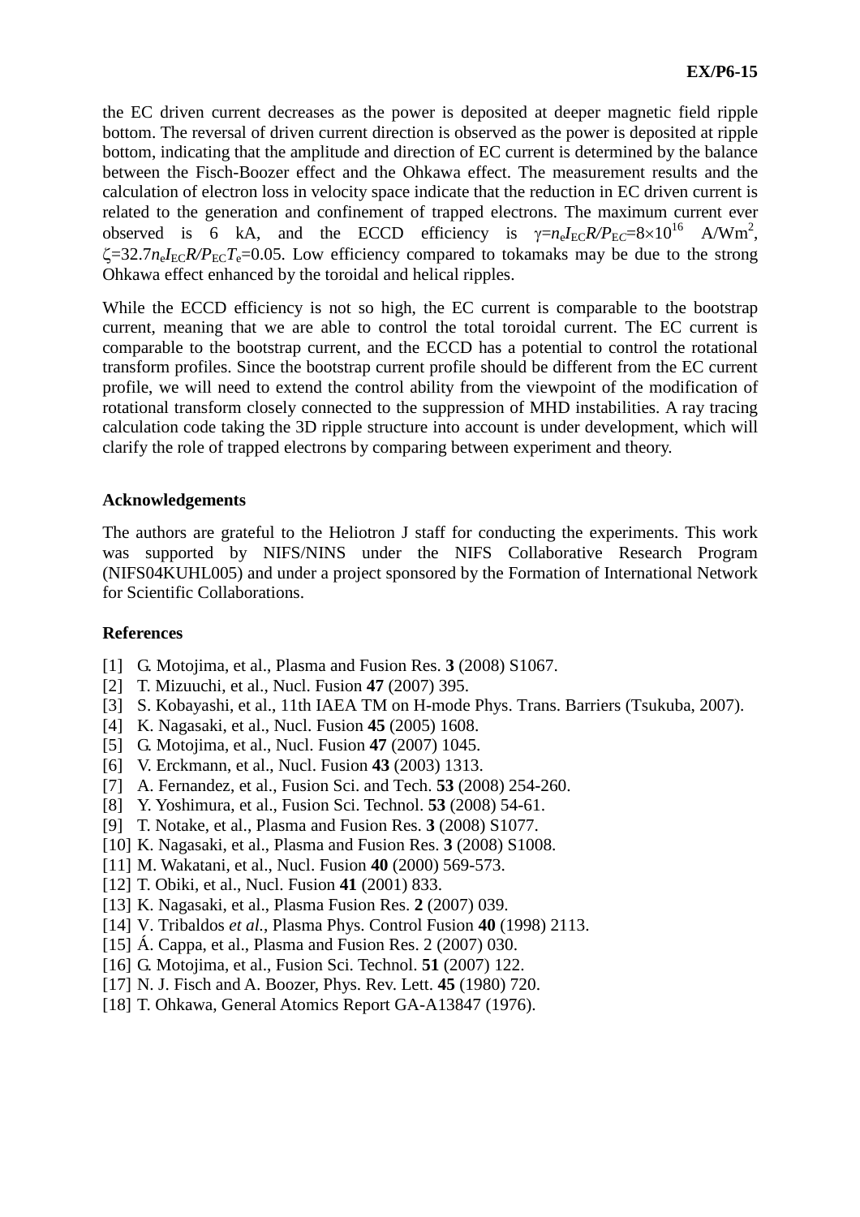the EC driven current decreases as the power is deposited at deeper magnetic field ripple bottom. The reversal of driven current direction is observed as the power is deposited at ripple bottom, indicating that the amplitude and direction of EC current is determined by the balance between the Fisch-Boozer effect and the Ohkawa effect. The measurement results and the calculation of electron loss in velocity space indicate that the reduction in EC driven current is related to the generation and confinement of trapped electrons. The maximum current ever observed is 6 kA, and the ECCD efficiency is $\gamma = n_e I_{EC} R / P_{EC} = 8\times10^{16}$ A/Wm$^2$, $\zeta = 32.7 n_e I_{EC} R / P_{EC} T_e = 0.05$. Low efficiency compared to tokamaks may be due to the strong Ohkawa effect enhanced by the toroidal and helical ripples.

While the ECCD efficiency is not so high, the EC current is comparable to the bootstrap current, meaning that we are able to control the total toroidal current. The EC current is comparable to the bootstrap current, and the ECCD has a potential to control the rotational transform profiles. Since the bootstrap current profile should be different from the EC current profile, we will need to extend the control ability from the viewpoint of the modification of rotational transform closely connected to the suppression of MHD instabilities. A ray tracing calculation code taking the 3D ripple structure into account is under development, which will clarify the role of trapped electrons by comparing between experiment and theory.

## Acknowledgements

The authors are grateful to the Heliotron J staff for conducting the experiments. This work was supported by NIFS/NINS under the NIFS Collaborative Research Program (NIFS04KUHL005) and under a project sponsored by the Formation of International Network for Scientific Collaborations.

## References

[1] G. Motojima, et al., Plasma and Fusion Res. **3** (2008) S1067.
[2] T. Mizuuchi, et al., Nucl. Fusion **47** (2007) 395.
[3] S. Kobayashi, et al., 11th IAEA TM on H-mode Phys. Trans. Barriers (Tsukuba, 2007).
[4] K. Nagasaki, et al., Nucl. Fusion **45** (2005) 1608.
[5] G. Motojima, et al., Nucl. Fusion **47** (2007) 1045.
[6] V. Erckmann, et al., Nucl. Fusion **43** (2003) 1313.
[7] A. Fernandez, et al., Fusion Sci. and Tech. **53** (2008) 254-260.
[8] Y. Yoshimura, et al., Fusion Sci. Technol. **53** (2008) 54-61.
[9] T. Notake, et al., Plasma and Fusion Res. **3** (2008) S1077.
[10] K. Nagasaki, et al., Plasma and Fusion Res. **3** (2008) S1008.
[11] M. Wakatani, et al., Nucl. Fusion **40** (2000) 569-573.
[12] T. Obiki, et al., Nucl. Fusion **41** (2001) 833.
[13] K. Nagasaki, et al., Plasma Fusion Res. **2** (2007) 039.
[14] V. Tribaldos *et al.*, Plasma Phys. Control Fusion **40** (1998) 2113.
[15] Á. Cappa, et al., Plasma and Fusion Res. 2 (2007) 030.
[16] G. Motojima, et al., Fusion Sci. Technol. **51** (2007) 122.
[17] N. J. Fisch and A. Boozer, Phys. Rev. Lett. **45** (1980) 720.
[18] T. Ohkawa, General Atomics Report GA-A13847 (1976).